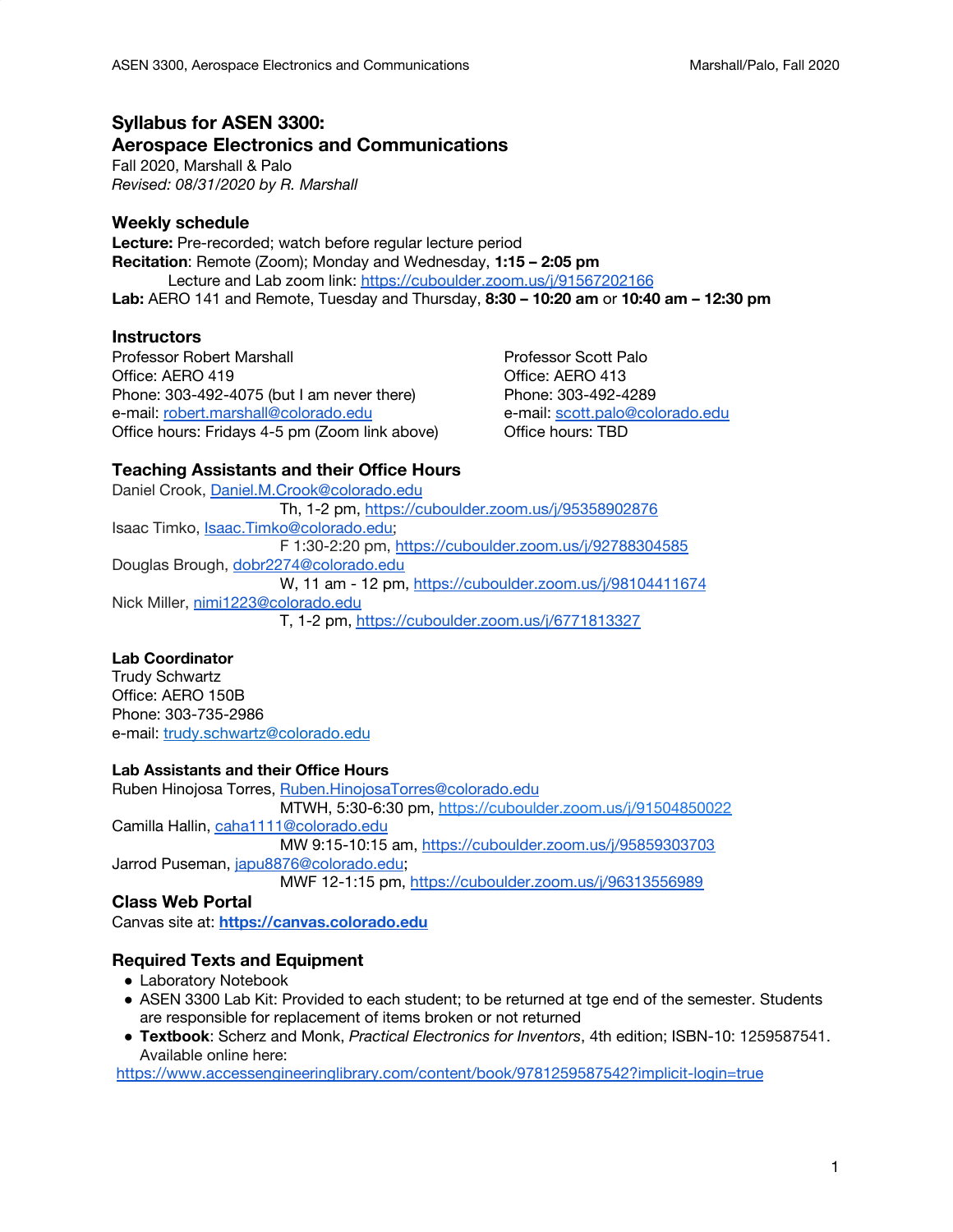# Syllabus for ASEN 3300: Aerospace Electronics and Communications

Fall 2020, Marshall & Palo
*Revised: 08/31/2020 by R. Marshall*

## Weekly schedule

**Lecture:** Pre-recorded; watch before regular lecture period
**Recitation**: Remote (Zoom); Monday and Wednesday, **1:15 – 2:05 pm**
Lecture and Lab zoom link: https://cuboulder.zoom.us/j/91567202166
**Lab:** AERO 141 and Remote, Tuesday and Thursday, **8:30 – 10:20 am** or **10:40 am – 12:30 pm**

## Instructors

Professor Robert Marshall
Office: AERO 419
Phone: 303-492-4075 (but I am never there)
e-mail: robert.marshall@colorado.edu
Office hours: Fridays 4-5 pm (Zoom link above)

Professor Scott Palo
Office: AERO 413
Phone: 303-492-4289
e-mail: scott.palo@colorado.edu
Office hours: TBD

## Teaching Assistants and their Office Hours

Daniel Crook, Daniel.M.Crook@colorado.edu
Th, 1-2 pm, https://cuboulder.zoom.us/j/95358902876
Isaac Timko, Isaac.Timko@colorado.edu;
F 1:30-2:20 pm, https://cuboulder.zoom.us/j/92788304585
Douglas Brough, dobr2274@colorado.edu
W, 11 am - 12 pm, https://cuboulder.zoom.us/j/98104411674
Nick Miller, nimi1223@colorado.edu
T, 1-2 pm, https://cuboulder.zoom.us/j/6771813327

### Lab Coordinator

Trudy Schwartz
Office: AERO 150B
Phone: 303-735-2986
e-mail: trudy.schwartz@colorado.edu

### Lab Assistants and their Office Hours

Ruben Hinojosa Torres, Ruben.HinojosaTorres@colorado.edu
MTWH, 5:30-6:30 pm, https://cuboulder.zoom.us/j/91504850022
Camilla Hallin, caha1111@colorado.edu
MW 9:15-10:15 am, https://cuboulder.zoom.us/j/95859303703
Jarrod Puseman, japu8876@colorado.edu;
MWF 12-1:15 pm, https://cuboulder.zoom.us/j/96313556989

## Class Web Portal

Canvas site at: **https://canvas.colorado.edu**

## Required Texts and Equipment

- Laboratory Notebook
- ASEN 3300 Lab Kit: Provided to each student; to be returned at tge end of the semester. Students are responsible for replacement of items broken or not returned
- **Textbook**: Scherz and Monk, *Practical Electronics for Inventors*, 4th edition; ISBN-10: 1259587541. Available online here:

https://www.accessengineeringlibrary.com/content/book/9781259587542?implicit-login=true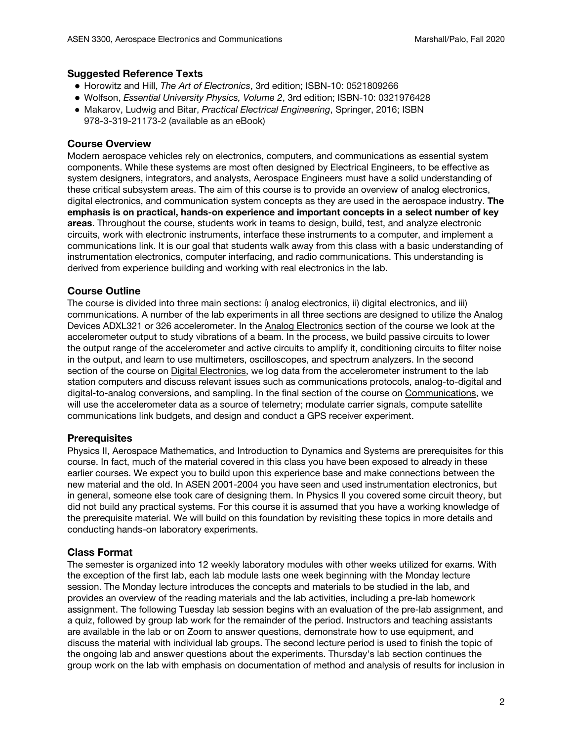### Suggested Reference Texts

- Horowitz and Hill, *The Art of Electronics*, 3rd edition; ISBN-10: 0521809266
- Wolfson, *Essential University Physics, Volume 2*, 3rd edition; ISBN-10: 0321976428
- Makarov, Ludwig and Bitar, *Practical Electrical Engineering*, Springer, 2016; ISBN 978-3-319-21173-2 (available as an eBook)

### Course Overview

Modern aerospace vehicles rely on electronics, computers, and communications as essential system components. While these systems are most often designed by Electrical Engineers, to be effective as system designers, integrators, and analysts, Aerospace Engineers must have a solid understanding of these critical subsystem areas. The aim of this course is to provide an overview of analog electronics, digital electronics, and communication system concepts as they are used in the aerospace industry. **The emphasis is on practical, hands-on experience and important concepts in a select number of key areas**. Throughout the course, students work in teams to design, build, test, and analyze electronic circuits, work with electronic instruments, interface these instruments to a computer, and implement a communications link. It is our goal that students walk away from this class with a basic understanding of instrumentation electronics, computer interfacing, and radio communications. This understanding is derived from experience building and working with real electronics in the lab.

### Course Outline

The course is divided into three main sections: i) analog electronics, ii) digital electronics, and iii) communications. A number of the lab experiments in all three sections are designed to utilize the Analog Devices ADXL321 or 326 accelerometer. In the Analog Electronics section of the course we look at the accelerometer output to study vibrations of a beam. In the process, we build passive circuits to lower the output range of the accelerometer and active circuits to amplify it, conditioning circuits to filter noise in the output, and learn to use multimeters, oscilloscopes, and spectrum analyzers. In the second section of the course on Digital Electronics, we log data from the accelerometer instrument to the lab station computers and discuss relevant issues such as communications protocols, analog-to-digital and digital-to-analog conversions, and sampling. In the final section of the course on Communications, we will use the accelerometer data as a source of telemetry; modulate carrier signals, compute satellite communications link budgets, and design and conduct a GPS receiver experiment.

### Prerequisites

Physics II, Aerospace Mathematics, and Introduction to Dynamics and Systems are prerequisites for this course. In fact, much of the material covered in this class you have been exposed to already in these earlier courses. We expect you to build upon this experience base and make connections between the new material and the old. In ASEN 2001-2004 you have seen and used instrumentation electronics, but in general, someone else took care of designing them. In Physics II you covered some circuit theory, but did not build any practical systems. For this course it is assumed that you have a working knowledge of the prerequisite material. We will build on this foundation by revisiting these topics in more details and conducting hands-on laboratory experiments.

### Class Format

The semester is organized into 12 weekly laboratory modules with other weeks utilized for exams. With the exception of the first lab, each lab module lasts one week beginning with the Monday lecture session. The Monday lecture introduces the concepts and materials to be studied in the lab, and provides an overview of the reading materials and the lab activities, including a pre-lab homework assignment. The following Tuesday lab session begins with an evaluation of the pre-lab assignment, and a quiz, followed by group lab work for the remainder of the period. Instructors and teaching assistants are available in the lab or on Zoom to answer questions, demonstrate how to use equipment, and discuss the material with individual lab groups. The second lecture period is used to finish the topic of the ongoing lab and answer questions about the experiments. Thursday's lab section continues the group work on the lab with emphasis on documentation of method and analysis of results for inclusion in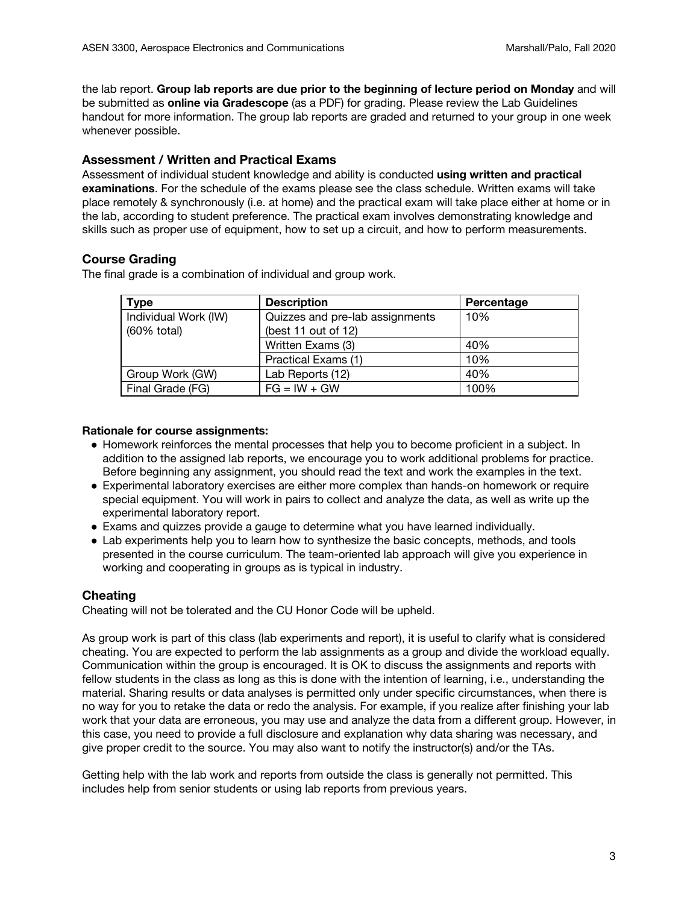the lab report. **Group lab reports are due prior to the beginning of lecture period on Monday** and will be submitted as **online via Gradescope** (as a PDF) for grading. Please review the Lab Guidelines handout for more information. The group lab reports are graded and returned to your group in one week whenever possible.

### Assessment / Written and Practical Exams

Assessment of individual student knowledge and ability is conducted **using written and practical examinations**. For the schedule of the exams please see the class schedule. Written exams will take place remotely & synchronously (i.e. at home) and the practical exam will take place either at home or in the lab, according to student preference. The practical exam involves demonstrating knowledge and skills such as proper use of equipment, how to set up a circuit, and how to perform measurements.

### Course Grading

The final grade is a combination of individual and group work.

| Type | Description | Percentage |
|---|---|---|
| Individual Work (IW) (60% total) | Quizzes and pre-lab assignments (best 11 out of 12) | 10% |
| | Written Exams (3) | 40% |
| | Practical Exams (1) | 10% |
| Group Work (GW) | Lab Reports (12) | 40% |
| Final Grade (FG) | FG = IW + GW | 100% |

**Rationale for course assignments:**

- Homework reinforces the mental processes that help you to become proficient in a subject. In addition to the assigned lab reports, we encourage you to work additional problems for practice. Before beginning any assignment, you should read the text and work the examples in the text.
- Experimental laboratory exercises are either more complex than hands-on homework or require special equipment. You will work in pairs to collect and analyze the data, as well as write up the experimental laboratory report.
- Exams and quizzes provide a gauge to determine what you have learned individually.
- Lab experiments help you to learn how to synthesize the basic concepts, methods, and tools presented in the course curriculum. The team-oriented lab approach will give you experience in working and cooperating in groups as is typical in industry.

### Cheating

Cheating will not be tolerated and the CU Honor Code will be upheld.

As group work is part of this class (lab experiments and report), it is useful to clarify what is considered cheating. You are expected to perform the lab assignments as a group and divide the workload equally. Communication within the group is encouraged. It is OK to discuss the assignments and reports with fellow students in the class as long as this is done with the intention of learning, i.e., understanding the material. Sharing results or data analyses is permitted only under specific circumstances, when there is no way for you to retake the data or redo the analysis. For example, if you realize after finishing your lab work that your data are erroneous, you may use and analyze the data from a different group. However, in this case, you need to provide a full disclosure and explanation why data sharing was necessary, and give proper credit to the source. You may also want to notify the instructor(s) and/or the TAs.

Getting help with the lab work and reports from outside the class is generally not permitted. This includes help from senior students or using lab reports from previous years.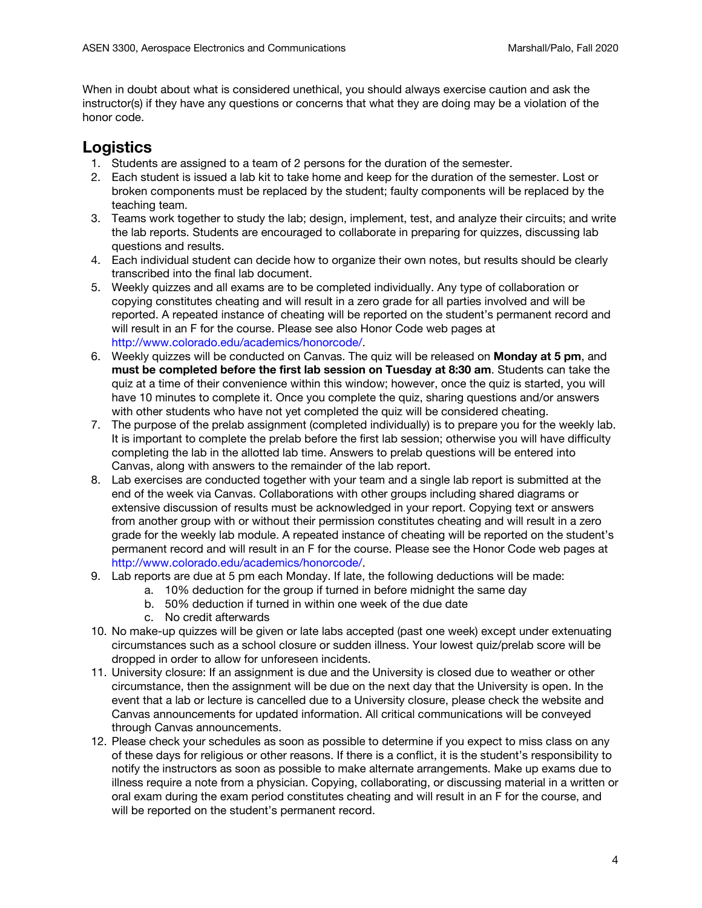When in doubt about what is considered unethical, you should always exercise caution and ask the instructor(s) if they have any questions or concerns that what they are doing may be a violation of the honor code.

## Logistics

1. Students are assigned to a team of 2 persons for the duration of the semester.
2. Each student is issued a lab kit to take home and keep for the duration of the semester. Lost or broken components must be replaced by the student; faulty components will be replaced by the teaching team.
3. Teams work together to study the lab; design, implement, test, and analyze their circuits; and write the lab reports. Students are encouraged to collaborate in preparing for quizzes, discussing lab questions and results.
4. Each individual student can decide how to organize their own notes, but results should be clearly transcribed into the final lab document.
5. Weekly quizzes and all exams are to be completed individually. Any type of collaboration or copying constitutes cheating and will result in a zero grade for all parties involved and will be reported. A repeated instance of cheating will be reported on the student's permanent record and will result in an F for the course. Please see also Honor Code web pages at http://www.colorado.edu/academics/honorcode/.
6. Weekly quizzes will be conducted on Canvas. The quiz will be released on **Monday at 5 pm**, and **must be completed before the first lab session on Tuesday at 8:30 am**. Students can take the quiz at a time of their convenience within this window; however, once the quiz is started, you will have 10 minutes to complete it. Once you complete the quiz, sharing questions and/or answers with other students who have not yet completed the quiz will be considered cheating.
7. The purpose of the prelab assignment (completed individually) is to prepare you for the weekly lab. It is important to complete the prelab before the first lab session; otherwise you will have difficulty completing the lab in the allotted lab time. Answers to prelab questions will be entered into Canvas, along with answers to the remainder of the lab report.
8. Lab exercises are conducted together with your team and a single lab report is submitted at the end of the week via Canvas. Collaborations with other groups including shared diagrams or extensive discussion of results must be acknowledged in your report. Copying text or answers from another group with or without their permission constitutes cheating and will result in a zero grade for the weekly lab module. A repeated instance of cheating will be reported on the student's permanent record and will result in an F for the course. Please see the Honor Code web pages at http://www.colorado.edu/academics/honorcode/.
9. Lab reports are due at 5 pm each Monday. If late, the following deductions will be made:
   a. 10% deduction for the group if turned in before midnight the same day
   b. 50% deduction if turned in within one week of the due date
   c. No credit afterwards
10. No make-up quizzes will be given or late labs accepted (past one week) except under extenuating circumstances such as a school closure or sudden illness. Your lowest quiz/prelab score will be dropped in order to allow for unforeseen incidents.
11. University closure: If an assignment is due and the University is closed due to weather or other circumstance, then the assignment will be due on the next day that the University is open. In the event that a lab or lecture is cancelled due to a University closure, please check the website and Canvas announcements for updated information. All critical communications will be conveyed through Canvas announcements.
12. Please check your schedules as soon as possible to determine if you expect to miss class on any of these days for religious or other reasons. If there is a conflict, it is the student's responsibility to notify the instructors as soon as possible to make alternate arrangements. Make up exams due to illness require a note from a physician. Copying, collaborating, or discussing material in a written or oral exam during the exam period constitutes cheating and will result in an F for the course, and will be reported on the student's permanent record.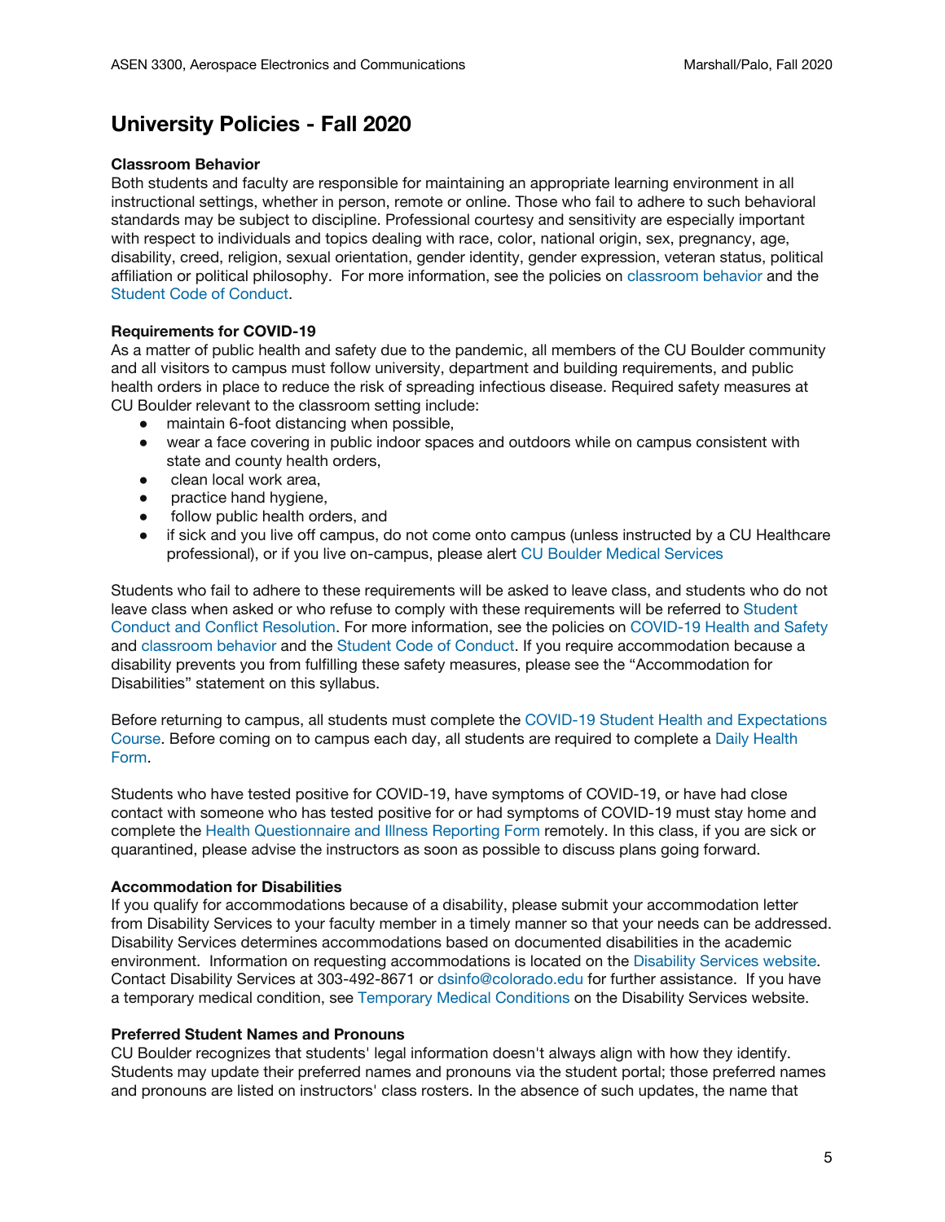# University Policies - Fall 2020

**Classroom Behavior**

Both students and faculty are responsible for maintaining an appropriate learning environment in all instructional settings, whether in person, remote or online. Those who fail to adhere to such behavioral standards may be subject to discipline. Professional courtesy and sensitivity are especially important with respect to individuals and topics dealing with race, color, national origin, sex, pregnancy, age, disability, creed, religion, sexual orientation, gender identity, gender expression, veteran status, political affiliation or political philosophy. For more information, see the policies on classroom behavior and the Student Code of Conduct.

**Requirements for COVID-19**

As a matter of public health and safety due to the pandemic, all members of the CU Boulder community and all visitors to campus must follow university, department and building requirements, and public health orders in place to reduce the risk of spreading infectious disease. Required safety measures at CU Boulder relevant to the classroom setting include:

- maintain 6-foot distancing when possible,
- wear a face covering in public indoor spaces and outdoors while on campus consistent with state and county health orders,
- clean local work area,
- practice hand hygiene,
- follow public health orders, and
- if sick and you live off campus, do not come onto campus (unless instructed by a CU Healthcare professional), or if you live on-campus, please alert CU Boulder Medical Services

Students who fail to adhere to these requirements will be asked to leave class, and students who do not leave class when asked or who refuse to comply with these requirements will be referred to Student Conduct and Conflict Resolution. For more information, see the policies on COVID-19 Health and Safety and classroom behavior and the Student Code of Conduct. If you require accommodation because a disability prevents you from fulfilling these safety measures, please see the "Accommodation for Disabilities" statement on this syllabus.

Before returning to campus, all students must complete the COVID-19 Student Health and Expectations Course. Before coming on to campus each day, all students are required to complete a Daily Health Form.

Students who have tested positive for COVID-19, have symptoms of COVID-19, or have had close contact with someone who has tested positive for or had symptoms of COVID-19 must stay home and complete the Health Questionnaire and Illness Reporting Form remotely. In this class, if you are sick or quarantined, please advise the instructors as soon as possible to discuss plans going forward.

**Accommodation for Disabilities**

If you qualify for accommodations because of a disability, please submit your accommodation letter from Disability Services to your faculty member in a timely manner so that your needs can be addressed. Disability Services determines accommodations based on documented disabilities in the academic environment. Information on requesting accommodations is located on the Disability Services website. Contact Disability Services at 303-492-8671 or dsinfo@colorado.edu for further assistance. If you have a temporary medical condition, see Temporary Medical Conditions on the Disability Services website.

**Preferred Student Names and Pronouns**

CU Boulder recognizes that students' legal information doesn't always align with how they identify. Students may update their preferred names and pronouns via the student portal; those preferred names and pronouns are listed on instructors' class rosters. In the absence of such updates, the name that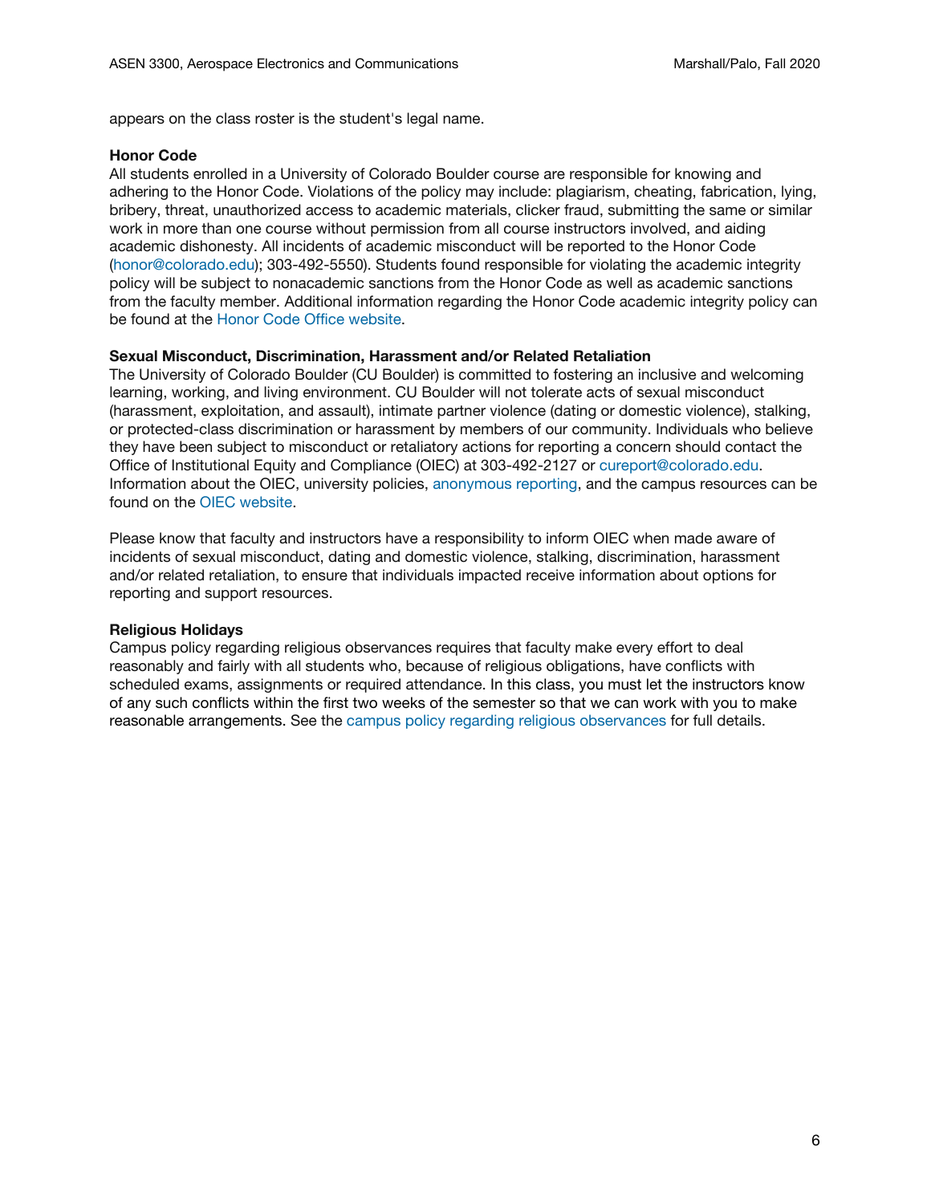appears on the class roster is the student's legal name.

**Honor Code**

All students enrolled in a University of Colorado Boulder course are responsible for knowing and adhering to the Honor Code. Violations of the policy may include: plagiarism, cheating, fabrication, lying, bribery, threat, unauthorized access to academic materials, clicker fraud, submitting the same or similar work in more than one course without permission from all course instructors involved, and aiding academic dishonesty. All incidents of academic misconduct will be reported to the Honor Code (honor@colorado.edu); 303-492-5550). Students found responsible for violating the academic integrity policy will be subject to nonacademic sanctions from the Honor Code as well as academic sanctions from the faculty member. Additional information regarding the Honor Code academic integrity policy can be found at the Honor Code Office website.

**Sexual Misconduct, Discrimination, Harassment and/or Related Retaliation**

The University of Colorado Boulder (CU Boulder) is committed to fostering an inclusive and welcoming learning, working, and living environment. CU Boulder will not tolerate acts of sexual misconduct (harassment, exploitation, and assault), intimate partner violence (dating or domestic violence), stalking, or protected-class discrimination or harassment by members of our community. Individuals who believe they have been subject to misconduct or retaliatory actions for reporting a concern should contact the Office of Institutional Equity and Compliance (OIEC) at 303-492-2127 or cureport@colorado.edu. Information about the OIEC, university policies, anonymous reporting, and the campus resources can be found on the OIEC website.

Please know that faculty and instructors have a responsibility to inform OIEC when made aware of incidents of sexual misconduct, dating and domestic violence, stalking, discrimination, harassment and/or related retaliation, to ensure that individuals impacted receive information about options for reporting and support resources.

**Religious Holidays**

Campus policy regarding religious observances requires that faculty make every effort to deal reasonably and fairly with all students who, because of religious obligations, have conflicts with scheduled exams, assignments or required attendance. In this class, you must let the instructors know of any such conflicts within the first two weeks of the semester so that we can work with you to make reasonable arrangements. See the campus policy regarding religious observances for full details.